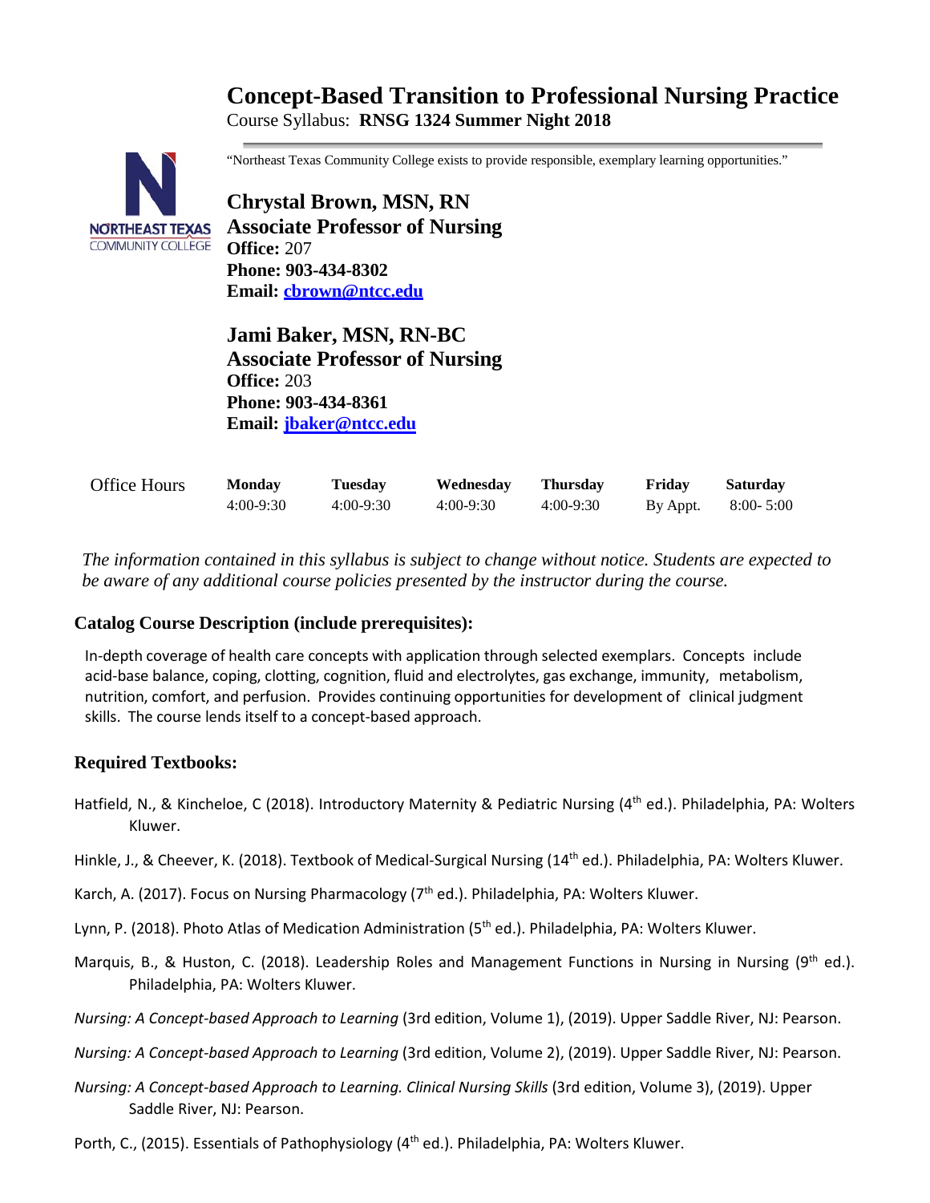# Concept-Based Transition to Professional Nursing Practice

Course Syllabus: **RNSG 1324 Summer Night 2018**

"Northeast Texas Community College exists to provide responsible, exemplary learning opportunities."

**Chrystal Brown, MSN, RN**
**Associate Professor of Nursing**
**Office:** 207
**Phone: 903-434-8302**
**Email: cbrown@ntcc.edu**

**Jami Baker, MSN, RN-BC**
**Associate Professor of Nursing**
**Office:** 203
**Phone: 903-434-8361**
**Email: jbaker@ntcc.edu**

| Office Hours | **Monday** | **Tuesday** | **Wednesday** | **Thursday** | **Friday** | **Saturday** |
|---|---|---|---|---|---|---|
| | 4:00-9:30 | 4:00-9:30 | 4:00-9:30 | 4:00-9:30 | By Appt. | 8:00- 5:00 |

*The information contained in this syllabus is subject to change without notice. Students are expected to be aware of any additional course policies presented by the instructor during the course.*

## Catalog Course Description (include prerequisites):

In-depth coverage of health care concepts with application through selected exemplars. Concepts include acid-base balance, coping, clotting, cognition, fluid and electrolytes, gas exchange, immunity, metabolism, nutrition, comfort, and perfusion. Provides continuing opportunities for development of clinical judgment skills. The course lends itself to a concept-based approach.

## Required Textbooks:

Hatfield, N., & Kincheloe, C (2018). Introductory Maternity & Pediatric Nursing (4th ed.). Philadelphia, PA: Wolters Kluwer.

Hinkle, J., & Cheever, K. (2018). Textbook of Medical-Surgical Nursing (14th ed.). Philadelphia, PA: Wolters Kluwer.

Karch, A. (2017). Focus on Nursing Pharmacology (7th ed.). Philadelphia, PA: Wolters Kluwer.

Lynn, P. (2018). Photo Atlas of Medication Administration (5th ed.). Philadelphia, PA: Wolters Kluwer.

Marquis, B., & Huston, C. (2018). Leadership Roles and Management Functions in Nursing in Nursing (9th ed.). Philadelphia, PA: Wolters Kluwer.

*Nursing: A Concept-based Approach to Learning* (3rd edition, Volume 1), (2019). Upper Saddle River, NJ: Pearson.

*Nursing: A Concept-based Approach to Learning* (3rd edition, Volume 2), (2019). Upper Saddle River, NJ: Pearson.

*Nursing: A Concept-based Approach to Learning. Clinical Nursing Skills* (3rd edition, Volume 3), (2019). Upper Saddle River, NJ: Pearson.

Porth, C., (2015). Essentials of Pathophysiology (4th ed.). Philadelphia, PA: Wolters Kluwer.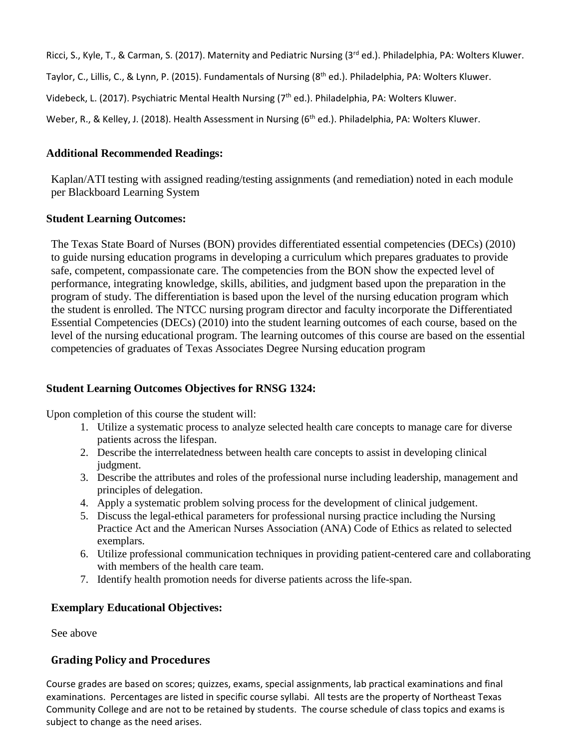Ricci, S., Kyle, T., & Carman, S. (2017). Maternity and Pediatric Nursing (3rd ed.). Philadelphia, PA: Wolters Kluwer.

Taylor, C., Lillis, C., & Lynn, P. (2015). Fundamentals of Nursing (8th ed.). Philadelphia, PA: Wolters Kluwer.

Videbeck, L. (2017). Psychiatric Mental Health Nursing (7th ed.). Philadelphia, PA: Wolters Kluwer.

Weber, R., & Kelley, J. (2018). Health Assessment in Nursing (6th ed.). Philadelphia, PA: Wolters Kluwer.

### Additional Recommended Readings:

Kaplan/ATI testing with assigned reading/testing assignments (and remediation) noted in each module per Blackboard Learning System

### Student Learning Outcomes:

The Texas State Board of Nurses (BON) provides differentiated essential competencies (DECs) (2010) to guide nursing education programs in developing a curriculum which prepares graduates to provide safe, competent, compassionate care. The competencies from the BON show the expected level of performance, integrating knowledge, skills, abilities, and judgment based upon the preparation in the program of study. The differentiation is based upon the level of the nursing education program which the student is enrolled. The NTCC nursing program director and faculty incorporate the Differentiated Essential Competencies (DECs) (2010) into the student learning outcomes of each course, based on the level of the nursing educational program. The learning outcomes of this course are based on the essential competencies of graduates of Texas Associates Degree Nursing education program

### Student Learning Outcomes Objectives for RNSG 1324:

Upon completion of this course the student will:

1. Utilize a systematic process to analyze selected health care concepts to manage care for diverse patients across the lifespan.
2. Describe the interrelatedness between health care concepts to assist in developing clinical judgment.
3. Describe the attributes and roles of the professional nurse including leadership, management and principles of delegation.
4. Apply a systematic problem solving process for the development of clinical judgement.
5. Discuss the legal-ethical parameters for professional nursing practice including the Nursing Practice Act and the American Nurses Association (ANA) Code of Ethics as related to selected exemplars.
6. Utilize professional communication techniques in providing patient-centered care and collaborating with members of the health care team.
7. Identify health promotion needs for diverse patients across the life-span.

### Exemplary Educational Objectives:

See above

### Grading Policy and Procedures

Course grades are based on scores; quizzes, exams, special assignments, lab practical examinations and final examinations. Percentages are listed in specific course syllabi. All tests are the property of Northeast Texas Community College and are not to be retained by students. The course schedule of class topics and exams is subject to change as the need arises.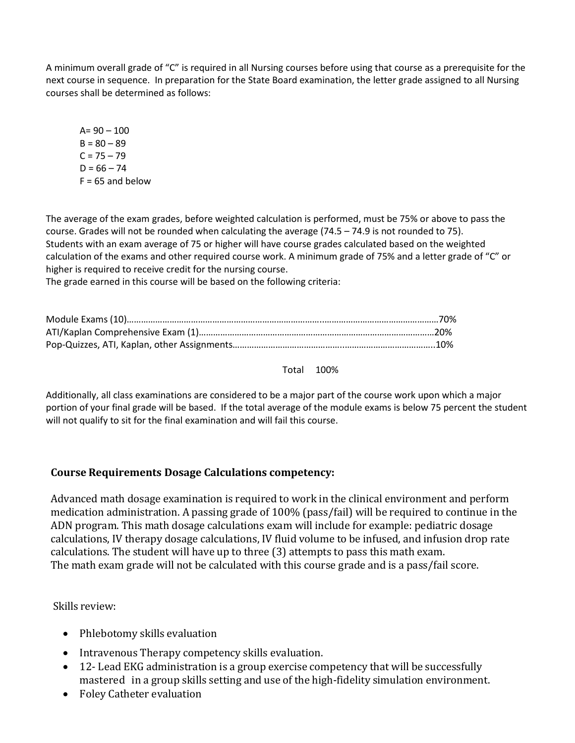A minimum overall grade of "C" is required in all Nursing courses before using that course as a prerequisite for the next course in sequence. In preparation for the State Board examination, the letter grade assigned to all Nursing courses shall be determined as follows:

A= 90 – 100
B = 80 – 89
C = 75 – 79
D = 66 – 74
F = 65 and below

The average of the exam grades, before weighted calculation is performed, must be 75% or above to pass the course. Grades will not be rounded when calculating the average (74.5 – 74.9 is not rounded to 75). Students with an exam average of 75 or higher will have course grades calculated based on the weighted calculation of the exams and other required course work. A minimum grade of 75% and a letter grade of "C" or higher is required to receive credit for the nursing course.
The grade earned in this course will be based on the following criteria:

| | |
|---|---|
| Module Exams (10) | 70% |
| ATI/Kaplan Comprehensive Exam (1) | 20% |
| Pop-Quizzes, ATI, Kaplan, other Assignments | 10% |
| Total | 100% |

Additionally, all class examinations are considered to be a major part of the course work upon which a major portion of your final grade will be based. If the total average of the module exams is below 75 percent the student will not qualify to sit for the final examination and will fail this course.

**Course Requirements Dosage Calculations competency:**

Advanced math dosage examination is required to work in the clinical environment and perform medication administration. A passing grade of 100% (pass/fail) will be required to continue in the ADN program. This math dosage calculations exam will include for example: pediatric dosage calculations, IV therapy dosage calculations, IV fluid volume to be infused, and infusion drop rate calculations. The student will have up to three (3) attempts to pass this math exam.
The math exam grade will not be calculated with this course grade and is a pass/fail score.

Skills review:

- Phlebotomy skills evaluation
- Intravenous Therapy competency skills evaluation.
- 12- Lead EKG administration is a group exercise competency that will be successfully mastered in a group skills setting and use of the high-fidelity simulation environment.
- Foley Catheter evaluation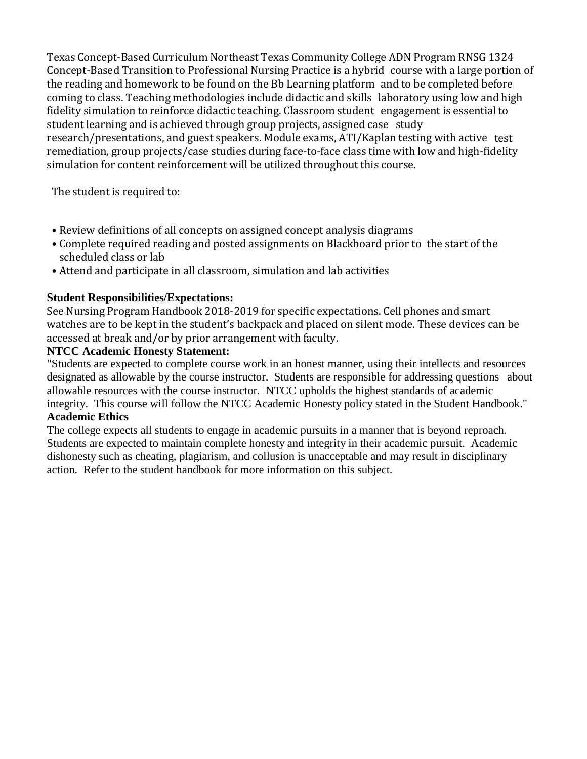Texas Concept-Based Curriculum Northeast Texas Community College ADN Program RNSG 1324 Concept-Based Transition to Professional Nursing Practice is a hybrid course with a large portion of the reading and homework to be found on the Bb Learning platform and to be completed before coming to class. Teaching methodologies include didactic and skills laboratory using low and high fidelity simulation to reinforce didactic teaching. Classroom student engagement is essential to student learning and is achieved through group projects, assigned case study research/presentations, and guest speakers. Module exams, ATI/Kaplan testing with active test remediation, group projects/case studies during face-to-face class time with low and high-fidelity simulation for content reinforcement will be utilized throughout this course.

The student is required to:

- Review definitions of all concepts on assigned concept analysis diagrams
- Complete required reading and posted assignments on Blackboard prior to the start of the scheduled class or lab
- Attend and participate in all classroom, simulation and lab activities

**Student Responsibilities/Expectations:**

See Nursing Program Handbook 2018-2019 for specific expectations. Cell phones and smart watches are to be kept in the student's backpack and placed on silent mode. These devices can be accessed at break and/or by prior arrangement with faculty.

**NTCC Academic Honesty Statement:**

"Students are expected to complete course work in an honest manner, using their intellects and resources designated as allowable by the course instructor. Students are responsible for addressing questions about allowable resources with the course instructor. NTCC upholds the highest standards of academic integrity. This course will follow the NTCC Academic Honesty policy stated in the Student Handbook."

**Academic Ethics**

The college expects all students to engage in academic pursuits in a manner that is beyond reproach. Students are expected to maintain complete honesty and integrity in their academic pursuit. Academic dishonesty such as cheating, plagiarism, and collusion is unacceptable and may result in disciplinary action. Refer to the student handbook for more information on this subject.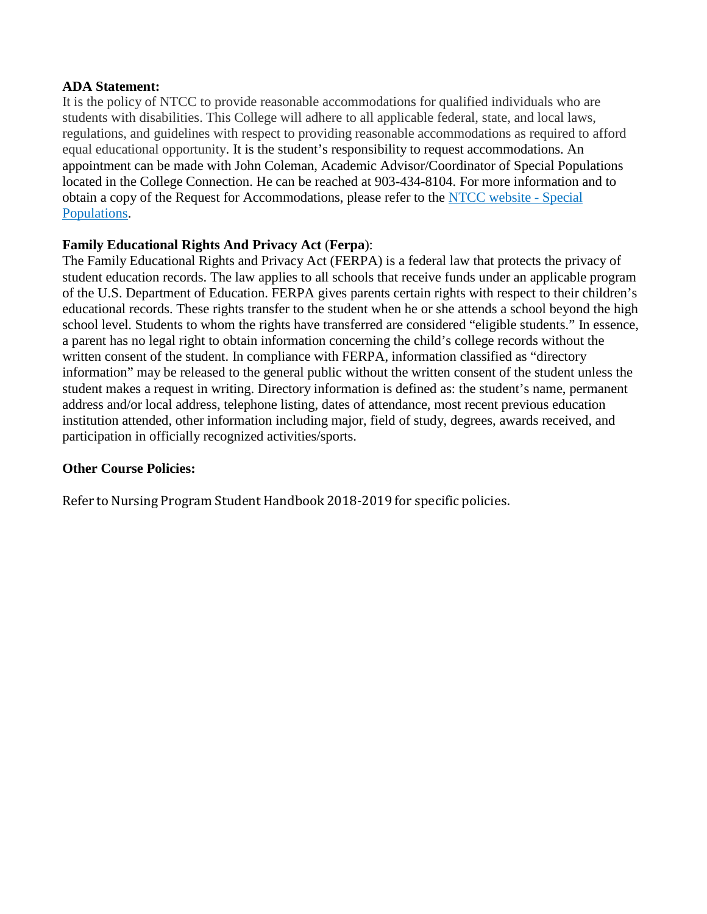**ADA Statement:**

It is the policy of NTCC to provide reasonable accommodations for qualified individuals who are students with disabilities. This College will adhere to all applicable federal, state, and local laws, regulations, and guidelines with respect to providing reasonable accommodations as required to afford equal educational opportunity. It is the student's responsibility to request accommodations. An appointment can be made with John Coleman, Academic Advisor/Coordinator of Special Populations located in the College Connection. He can be reached at 903-434-8104. For more information and to obtain a copy of the Request for Accommodations, please refer to the [NTCC website - Special Populations](NTCC website - Special Populations).

**Family Educational Rights And Privacy Act** (**Ferpa**):

The Family Educational Rights and Privacy Act (FERPA) is a federal law that protects the privacy of student education records. The law applies to all schools that receive funds under an applicable program of the U.S. Department of Education. FERPA gives parents certain rights with respect to their children's educational records. These rights transfer to the student when he or she attends a school beyond the high school level. Students to whom the rights have transferred are considered "eligible students." In essence, a parent has no legal right to obtain information concerning the child's college records without the written consent of the student. In compliance with FERPA, information classified as "directory information" may be released to the general public without the written consent of the student unless the student makes a request in writing. Directory information is defined as: the student's name, permanent address and/or local address, telephone listing, dates of attendance, most recent previous education institution attended, other information including major, field of study, degrees, awards received, and participation in officially recognized activities/sports.

**Other Course Policies:**

Refer to Nursing Program Student Handbook 2018-2019 for specific policies.